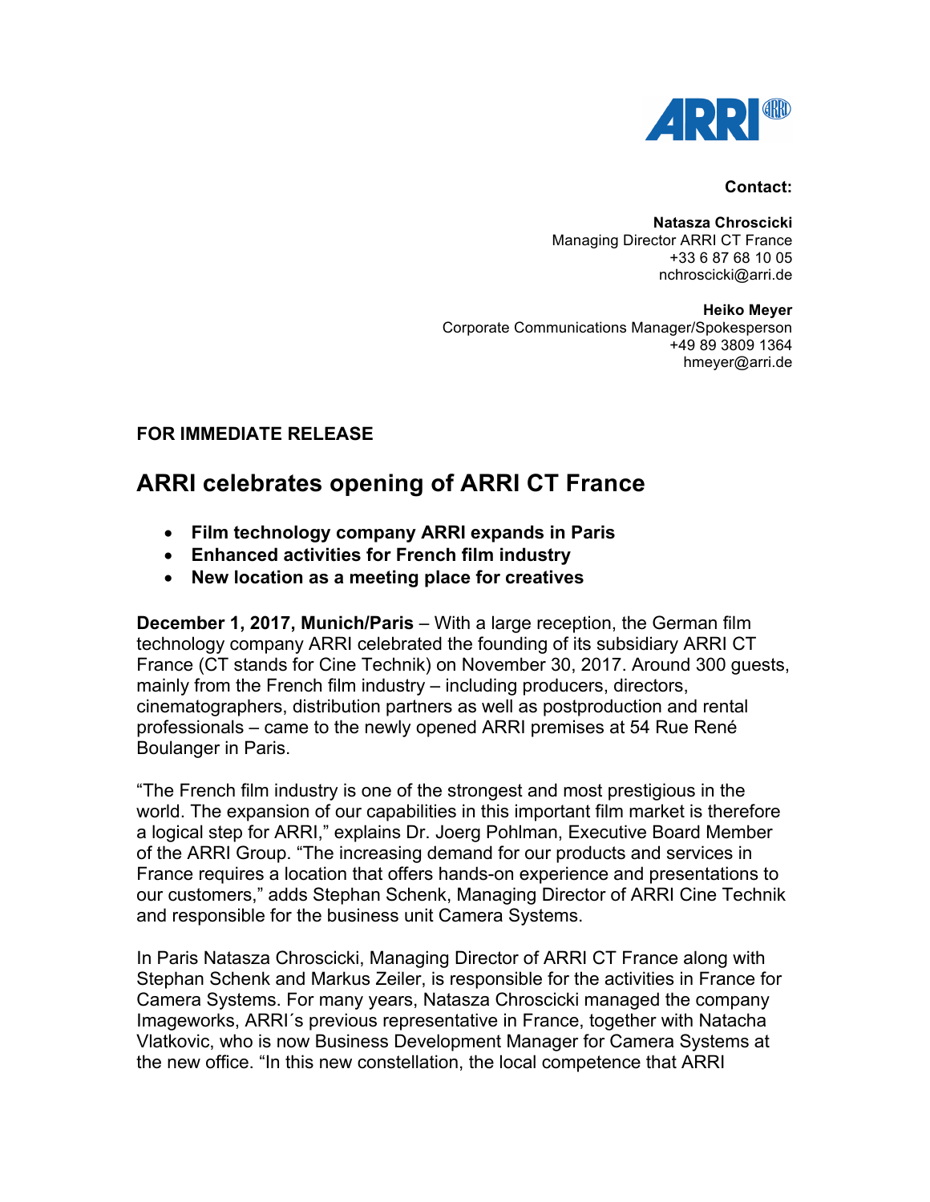**Contact:**

**Natasza Chroscicki**
Managing Director ARRI CT France
+33 6 87 68 10 05
nchroscicki@arri.de

**Heiko Meyer**
Corporate Communications Manager/Spokesperson
+49 89 3809 1364
hmeyer@arri.de

**FOR IMMEDIATE RELEASE**

# ARRI celebrates opening of ARRI CT France

- **Film technology company ARRI expands in Paris**
- **Enhanced activities for French film industry**
- **New location as a meeting place for creatives**

**December 1, 2017, Munich/Paris** – With a large reception, the German film technology company ARRI celebrated the founding of its subsidiary ARRI CT France (CT stands for Cine Technik) on November 30, 2017. Around 300 guests, mainly from the French film industry – including producers, directors, cinematographers, distribution partners as well as postproduction and rental professionals – came to the newly opened ARRI premises at 54 Rue René Boulanger in Paris.

“The French film industry is one of the strongest and most prestigious in the world. The expansion of our capabilities in this important film market is therefore a logical step for ARRI,” explains Dr. Joerg Pohlman, Executive Board Member of the ARRI Group. “The increasing demand for our products and services in France requires a location that offers hands-on experience and presentations to our customers,” adds Stephan Schenk, Managing Director of ARRI Cine Technik and responsible for the business unit Camera Systems.

In Paris Natasza Chroscicki, Managing Director of ARRI CT France along with Stephan Schenk and Markus Zeiler, is responsible for the activities in France for Camera Systems. For many years, Natasza Chroscicki managed the company Imageworks, ARRI´s previous representative in France, together with Natacha Vlatkovic, who is now Business Development Manager for Camera Systems at the new office. “In this new constellation, the local competence that ARRI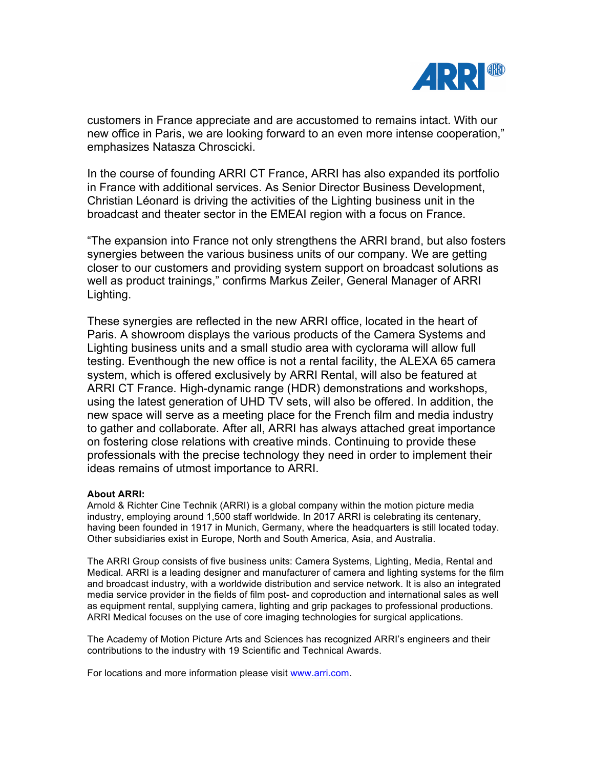customers in France appreciate and are accustomed to remains intact. With our new office in Paris, we are looking forward to an even more intense cooperation," emphasizes Natasza Chroscicki.

In the course of founding ARRI CT France, ARRI has also expanded its portfolio in France with additional services. As Senior Director Business Development, Christian Léonard is driving the activities of the Lighting business unit in the broadcast and theater sector in the EMEAI region with a focus on France.

"The expansion into France not only strengthens the ARRI brand, but also fosters synergies between the various business units of our company. We are getting closer to our customers and providing system support on broadcast solutions as well as product trainings," confirms Markus Zeiler, General Manager of ARRI Lighting.

These synergies are reflected in the new ARRI office, located in the heart of Paris. A showroom displays the various products of the Camera Systems and Lighting business units and a small studio area with cyclorama will allow full testing. Eventhough the new office is not a rental facility, the ALEXA 65 camera system, which is offered exclusively by ARRI Rental, will also be featured at ARRI CT France. High-dynamic range (HDR) demonstrations and workshops, using the latest generation of UHD TV sets, will also be offered. In addition, the new space will serve as a meeting place for the French film and media industry to gather and collaborate. After all, ARRI has always attached great importance on fostering close relations with creative minds. Continuing to provide these professionals with the precise technology they need in order to implement their ideas remains of utmost importance to ARRI.

**About ARRI:**
Arnold & Richter Cine Technik (ARRI) is a global company within the motion picture media industry, employing around 1,500 staff worldwide. In 2017 ARRI is celebrating its centenary, having been founded in 1917 in Munich, Germany, where the headquarters is still located today. Other subsidiaries exist in Europe, North and South America, Asia, and Australia.

The ARRI Group consists of five business units: Camera Systems, Lighting, Media, Rental and Medical. ARRI is a leading designer and manufacturer of camera and lighting systems for the film and broadcast industry, with a worldwide distribution and service network. It is also an integrated media service provider in the fields of film post- and coproduction and international sales as well as equipment rental, supplying camera, lighting and grip packages to professional productions. ARRI Medical focuses on the use of core imaging technologies for surgical applications.

The Academy of Motion Picture Arts and Sciences has recognized ARRI's engineers and their contributions to the industry with 19 Scientific and Technical Awards.

For locations and more information please visit www.arri.com.